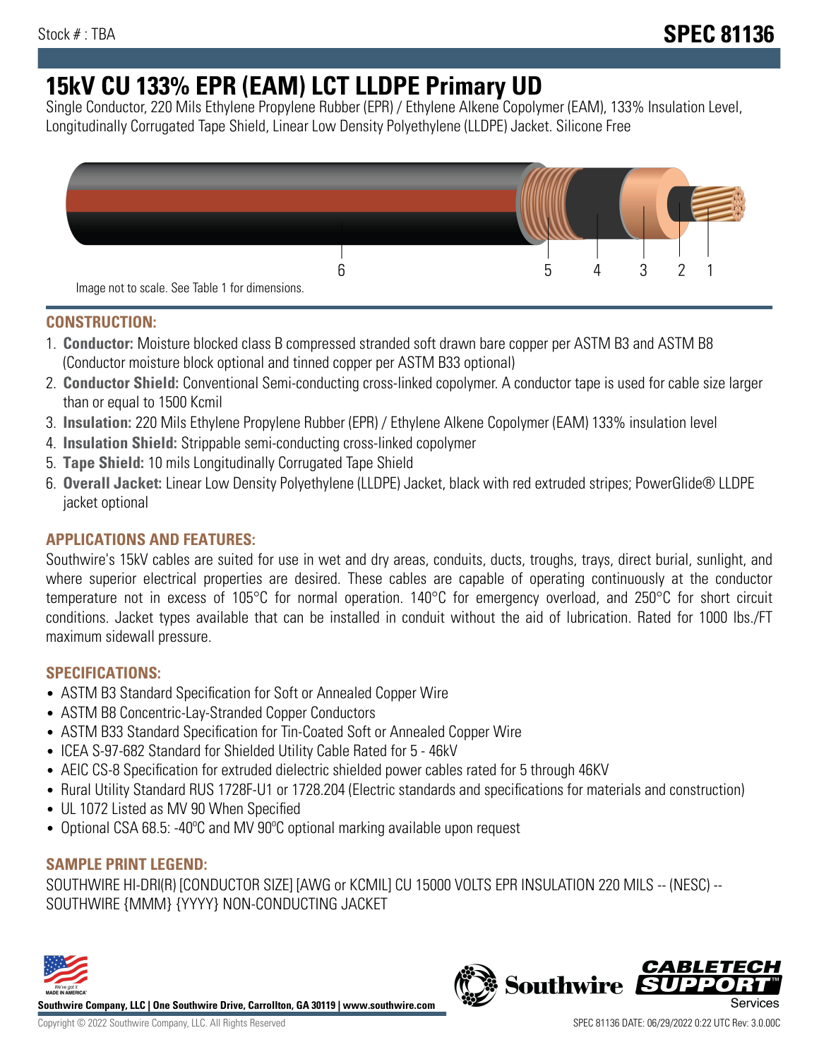Stock # : TBA

# SPEC 81136

# 15kV CU 133% EPR (EAM) LCT LLDPE Primary UD

Single Conductor, 220 Mils Ethylene Propylene Rubber (EPR) / Ethylene Alkene Copolymer (EAM), 133% Insulation Level, Longitudinally Corrugated Tape Shield, Linear Low Density Polyethylene (LLDPE) Jacket. Silicone Free

6 5 4 3 2 1

Image not to scale. See Table 1 for dimensions.

## CONSTRUCTION:

1. **Conductor:** Moisture blocked class B compressed stranded soft drawn bare copper per ASTM B3 and ASTM B8 (Conductor moisture block optional and tinned copper per ASTM B33 optional)
2. **Conductor Shield:** Conventional Semi-conducting cross-linked copolymer. A conductor tape is used for cable size larger than or equal to 1500 Kcmil
3. **Insulation:** 220 Mils Ethylene Propylene Rubber (EPR) / Ethylene Alkene Copolymer (EAM) 133% insulation level
4. **Insulation Shield:** Strippable semi-conducting cross-linked copolymer
5. **Tape Shield:** 10 mils Longitudinally Corrugated Tape Shield
6. **Overall Jacket:** Linear Low Density Polyethylene (LLDPE) Jacket, black with red extruded stripes; PowerGlide® LLDPE jacket optional

## APPLICATIONS AND FEATURES:

Southwire's 15kV cables are suited for use in wet and dry areas, conduits, ducts, troughs, trays, direct burial, sunlight, and where superior electrical properties are desired. These cables are capable of operating continuously at the conductor temperature not in excess of 105°C for normal operation. 140°C for emergency overload, and 250°C for short circuit conditions. Jacket types available that can be installed in conduit without the aid of lubrication. Rated for 1000 lbs./FT maximum sidewall pressure.

## SPECIFICATIONS:

- ASTM B3 Standard Specification for Soft or Annealed Copper Wire
- ASTM B8 Concentric-Lay-Stranded Copper Conductors
- ASTM B33 Standard Specification for Tin-Coated Soft or Annealed Copper Wire
- ICEA S-97-682 Standard for Shielded Utility Cable Rated for 5 - 46kV
- AEIC CS-8 Specification for extruded dielectric shielded power cables rated for 5 through 46KV
- Rural Utility Standard RUS 1728F-U1 or 1728.204 (Electric standards and specifications for materials and construction)
- UL 1072 Listed as MV 90 When Specified
- Optional CSA 68.5: -40ºC and MV 90ºC optional marking available upon request

## SAMPLE PRINT LEGEND:

SOUTHWIRE HI-DRI(R) [CONDUCTOR SIZE] [AWG or KCMIL] CU 15000 VOLTS EPR INSULATION 220 MILS -- (NESC) -- SOUTHWIRE {MMM} {YYYY} NON-CONDUCTING JACKET

**Southwire Company, LLC | One Southwire Drive, Carrollton, GA 30119 | www.southwire.com**

Copyright © 2022 Southwire Company, LLC. All Rights Reserved

SPEC 81136 DATE: 06/29/2022 0:22 UTC Rev: 3.0.00C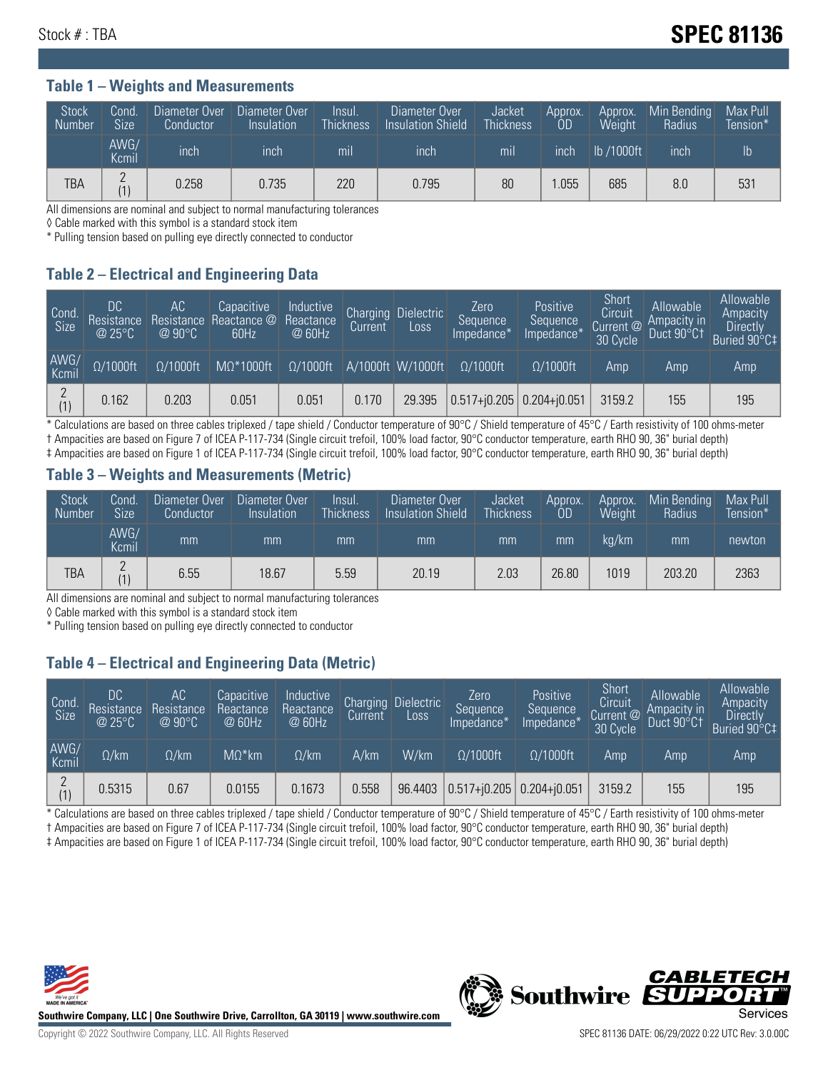Stock # : TBA

# SPEC 81136

## Table 1 – Weights and Measurements

| Stock Number | Cond. Size | Diameter Over Conductor | Diameter Over Insulation | Insul. Thickness | Diameter Over Insulation Shield | Jacket Thickness | Approx. OD | Approx. Weight | Min Bending Radius | Max Pull Tension* |
|---|---|---|---|---|---|---|---|---|---|---|
| | AWG/ Kcmil | inch | inch | mil | inch | mil | inch | lb /1000ft | inch | lb |
| TBA | 2 (1) | 0.258 | 0.735 | 220 | 0.795 | 80 | 1.055 | 685 | 8.0 | 531 |

All dimensions are nominal and subject to normal manufacturing tolerances

◊ Cable marked with this symbol is a standard stock item

* Pulling tension based on pulling eye directly connected to conductor

## Table 2 – Electrical and Engineering Data

| Cond. Size | DC Resistance @ 25°C | AC Resistance @ 90°C | Capacitive Reactance @ 60Hz | Inductive Reactance @ 60Hz | Charging Current | Dielectric Loss | Zero Sequence Impedance* | Positive Sequence Impedance* | Short Circuit Current @ 30 Cycle | Allowable Ampacity in Duct 90°C† | Allowable Ampacity Directly Buried 90°C‡ |
|---|---|---|---|---|---|---|---|---|---|---|---|
| AWG/ Kcmil | Ω/1000ft | Ω/1000ft | MΩ*1000ft | Ω/1000ft | A/1000ft | W/1000ft | Ω/1000ft | Ω/1000ft | Amp | Amp | Amp |
| 2 (1) | 0.162 | 0.203 | 0.051 | 0.051 | 0.170 | 29.395 | 0.517+j0.205 | 0.204+j0.051 | 3159.2 | 155 | 195 |

* Calculations are based on three cables triplexed / tape shield / Conductor temperature of 90°C / Shield temperature of 45°C / Earth resistivity of 100 ohms-meter

† Ampacities are based on Figure 7 of ICEA P-117-734 (Single circuit trefoil, 100% load factor, 90°C conductor temperature, earth RHO 90, 36" burial depth)

‡ Ampacities are based on Figure 1 of ICEA P-117-734 (Single circuit trefoil, 100% load factor, 90°C conductor temperature, earth RHO 90, 36" burial depth)

## Table 3 – Weights and Measurements (Metric)

| Stock Number | Cond. Size | Diameter Over Conductor | Diameter Over Insulation | Insul. Thickness | Diameter Over Insulation Shield | Jacket Thickness | Approx. OD | Approx. Weight | Min Bending Radius | Max Pull Tension* |
|---|---|---|---|---|---|---|---|---|---|---|
| | AWG/ Kcmil | mm | mm | mm | mm | mm | mm | kg/km | mm | newton |
| TBA | 2 (1) | 6.55 | 18.67 | 5.59 | 20.19 | 2.03 | 26.80 | 1019 | 203.20 | 2363 |

All dimensions are nominal and subject to normal manufacturing tolerances

◊ Cable marked with this symbol is a standard stock item

* Pulling tension based on pulling eye directly connected to conductor

## Table 4 – Electrical and Engineering Data (Metric)

| Cond. Size | DC Resistance @ 25°C | AC Resistance @ 90°C | Capacitive Reactance @ 60Hz | Inductive Reactance @ 60Hz | Charging Current | Dielectric Loss | Zero Sequence Impedance* | Positive Sequence Impedance* | Short Circuit Current @ 30 Cycle | Allowable Ampacity in Duct 90°C† | Allowable Ampacity Directly Buried 90°C‡ |
|---|---|---|---|---|---|---|---|---|---|---|---|
| AWG/ Kcmil | Ω/km | Ω/km | MΩ*km | Ω/km | A/km | W/km | Ω/1000ft | Ω/1000ft | Amp | Amp | Amp |
| 2 (1) | 0.5315 | 0.67 | 0.0155 | 0.1673 | 0.558 | 96.4403 | 0.517+j0.205 | 0.204+j0.051 | 3159.2 | 155 | 195 |

* Calculations are based on three cables triplexed / tape shield / Conductor temperature of 90°C / Shield temperature of 45°C / Earth resistivity of 100 ohms-meter

† Ampacities are based on Figure 7 of ICEA P-117-734 (Single circuit trefoil, 100% load factor, 90°C conductor temperature, earth RHO 90, 36" burial depth)

‡ Ampacities are based on Figure 1 of ICEA P-117-734 (Single circuit trefoil, 100% load factor, 90°C conductor temperature, earth RHO 90, 36" burial depth)

**Southwire Company, LLC | One Southwire Drive, Carrollton, GA 30119 | www.southwire.com**

Copyright © 2022 Southwire Company, LLC. All Rights Reserved

SPEC 81136 DATE: 06/29/2022 0:22 UTC Rev: 3.0.00C